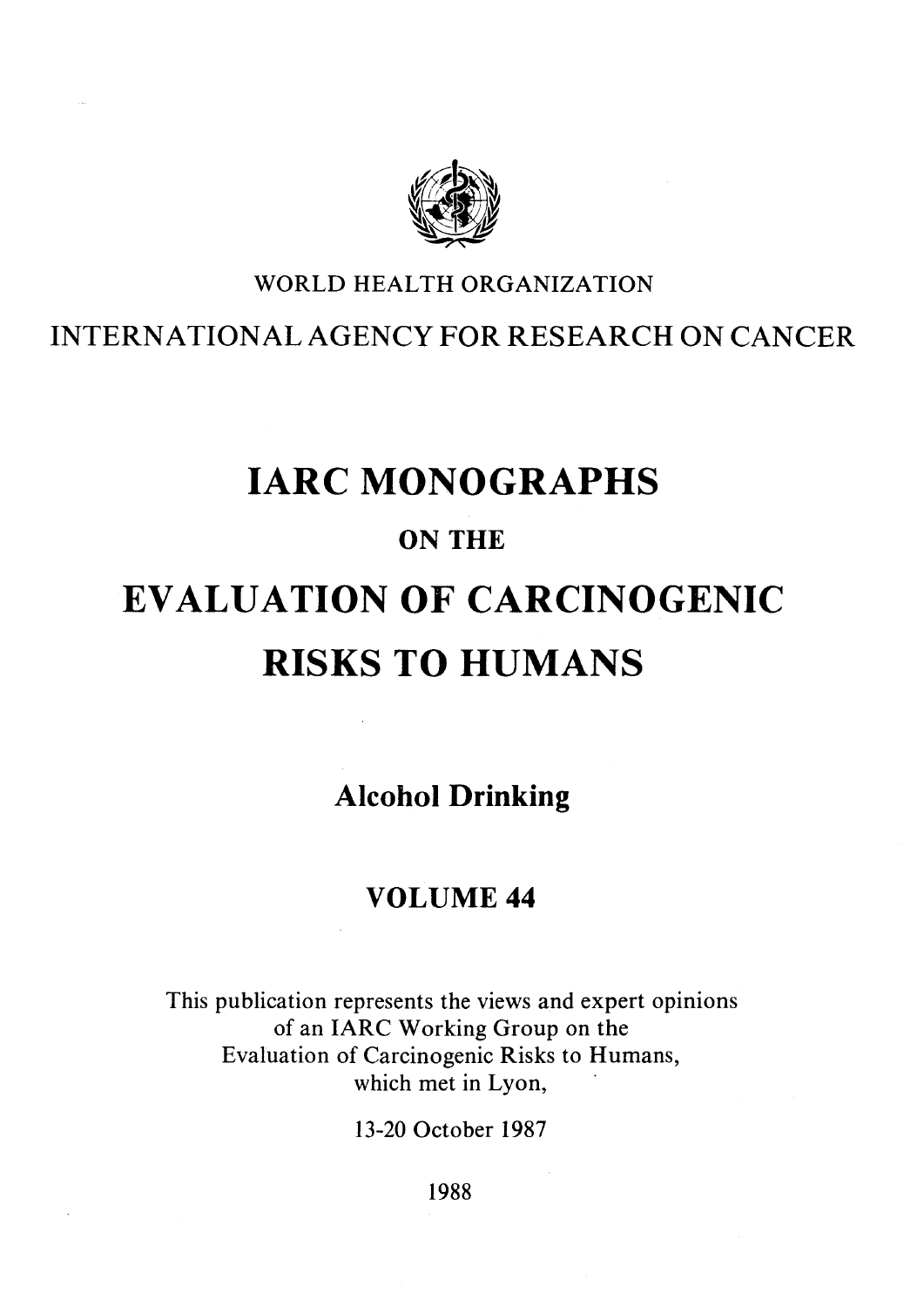WORLD HEALTH ORGANIZATION

INTERNATIONAL AGENCY FOR RESEARCH ON CANCER

# IARC MONOGRAPHS

## ON THE

# EVALUATION OF CARCINOGENIC RISKS TO HUMANS

## Alcohol Drinking

## VOLUME 44

This publication represents the views and expert opinions of an IARC Working Group on the Evaluation of Carcinogenic Risks to Humans, which met in Lyon,

13-20 October 1987

1988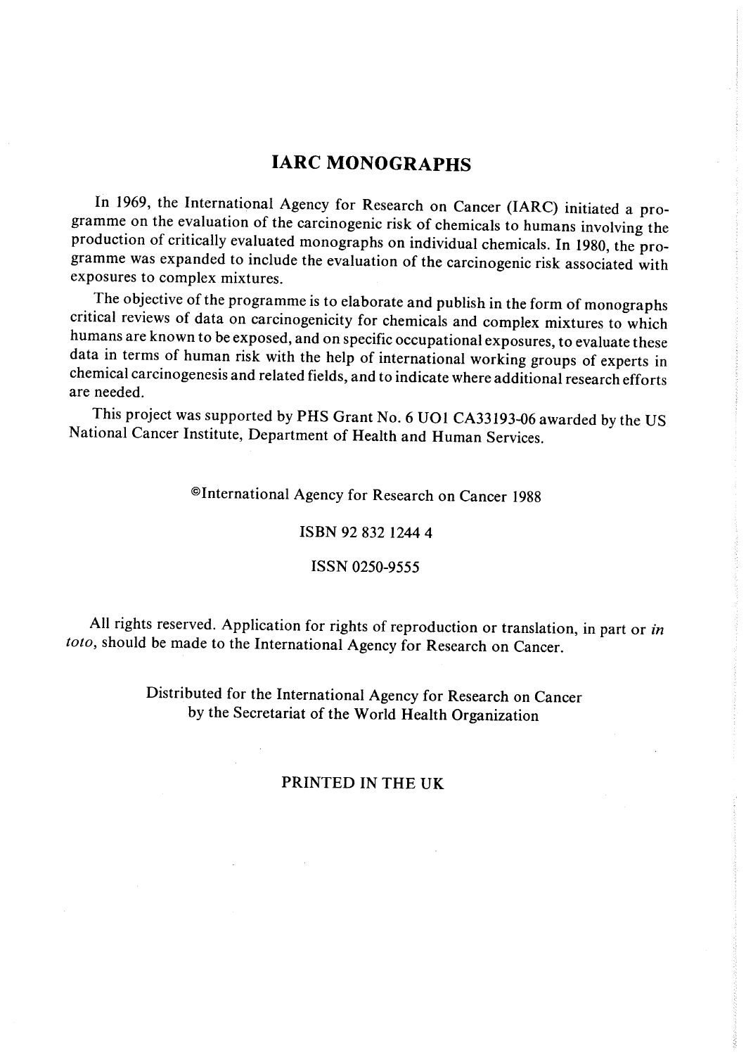# IARC MONOGRAPHS

In 1969, the International Agency for Research on Cancer (IARC) initiated a programme on the evaluation of the carcinogenic risk of chemicals to humans involving the production of critically evaluated monographs on individual chemicals. In 1980, the programme was expanded to include the evaluation of the carcinogenic risk associated with exposures to complex mixtures.

The objective of the programme is to elaborate and publish in the form of monographs critical reviews of data on carcinogenicity for chemicals and complex mixtures to which humans are known to be exposed, and on specific occupational exposures, to evaluate these data in terms of human risk with the help of international working groups of experts in chemical carcinogenesis and related fields, and to indicate where additional research efforts are needed.

This project was supported by PHS Grant No. 6 UO1 CA33193-06 awarded by the US National Cancer Institute, Department of Health and Human Services.

©International Agency for Research on Cancer 1988

ISBN 92 832 1244 4

ISSN 0250-9555

All rights reserved. Application for rights of reproduction or translation, in part or *in toto*, should be made to the International Agency for Research on Cancer.

Distributed for the International Agency for Research on Cancer
by the Secretariat of the World Health Organization

PRINTED IN THE UK